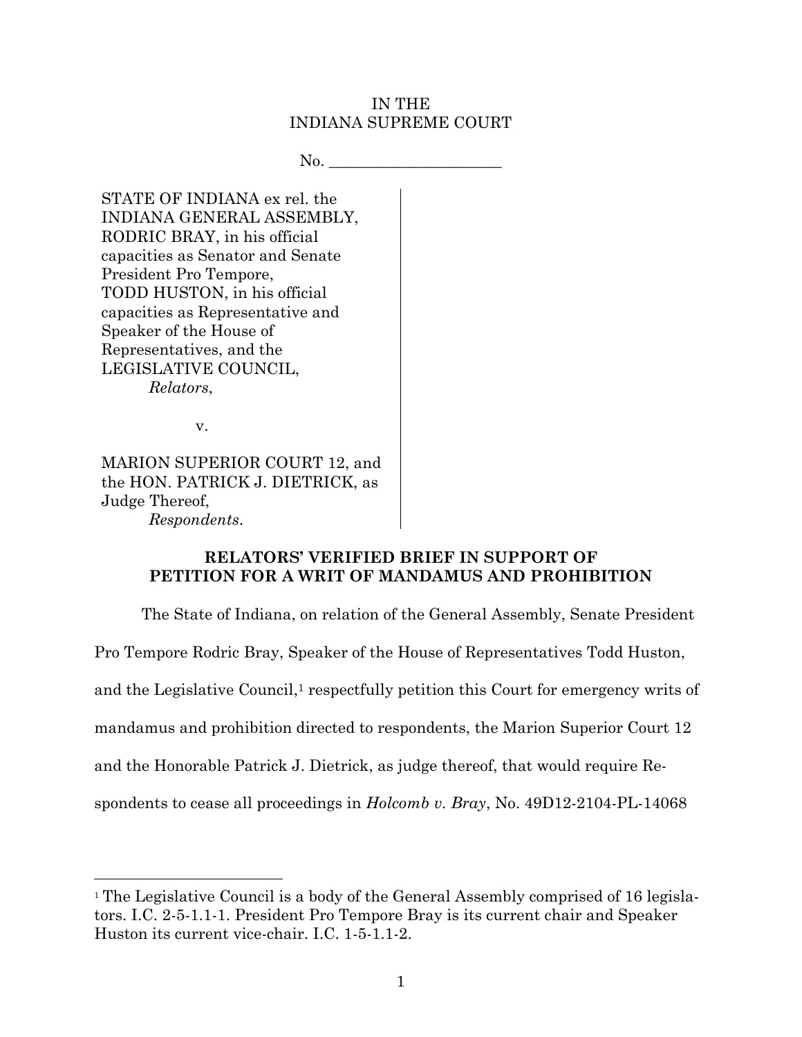IN THE
INDIANA SUPREME COURT

No. ______________________

STATE OF INDIANA ex rel. the INDIANA GENERAL ASSEMBLY, RODRIC BRAY, in his official capacities as Senator and Senate President Pro Tempore, TODD HUSTON, in his official capacities as Representative and Speaker of the House of Representatives, and the LEGISLATIVE COUNCIL,
*Relators*,

v.

MARION SUPERIOR COURT 12, and the HON. PATRICK J. DIETRICK, as Judge Thereof,
*Respondents*.

**RELATORS' VERIFIED BRIEF IN SUPPORT OF PETITION FOR A WRIT OF MANDAMUS AND PROHIBITION**

The State of Indiana, on relation of the General Assembly, Senate President Pro Tempore Rodric Bray, Speaker of the House of Representatives Todd Huston, and the Legislative Council,[1] respectfully petition this Court for emergency writs of mandamus and prohibition directed to respondents, the Marion Superior Court 12 and the Honorable Patrick J. Dietrick, as judge thereof, that would require Respondents to cease all proceedings in *Holcomb v. Bray*, No. 49D12-2104-PL-14068

[1] The Legislative Council is a body of the General Assembly comprised of 16 legislators. I.C. 2-5-1.1-1. President Pro Tempore Bray is its current chair and Speaker Huston its current vice-chair. I.C. 1-5-1.1-2.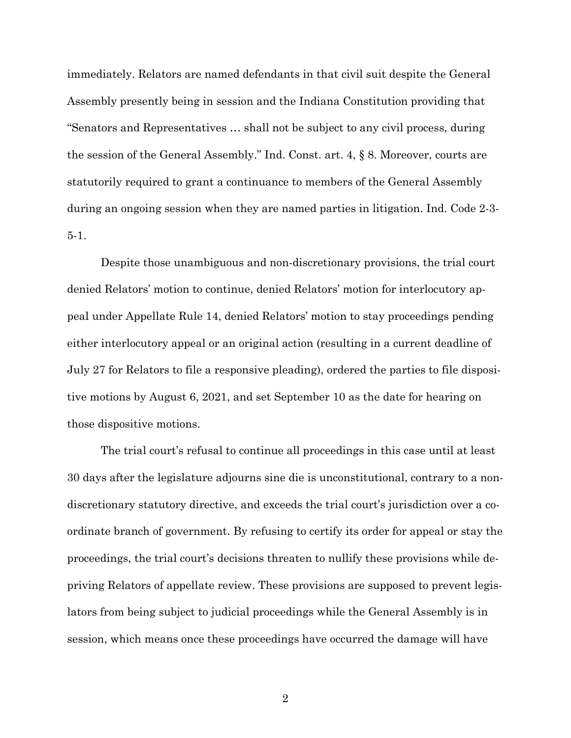immediately. Relators are named defendants in that civil suit despite the General Assembly presently being in session and the Indiana Constitution providing that "Senators and Representatives … shall not be subject to any civil process, during the session of the General Assembly." Ind. Const. art. 4, § 8. Moreover, courts are statutorily required to grant a continuance to members of the General Assembly during an ongoing session when they are named parties in litigation. Ind. Code 2-3-5-1.

Despite those unambiguous and non-discretionary provisions, the trial court denied Relators' motion to continue, denied Relators' motion for interlocutory appeal under Appellate Rule 14, denied Relators' motion to stay proceedings pending either interlocutory appeal or an original action (resulting in a current deadline of July 27 for Relators to file a responsive pleading), ordered the parties to file dispositive motions by August 6, 2021, and set September 10 as the date for hearing on those dispositive motions.

The trial court's refusal to continue all proceedings in this case until at least 30 days after the legislature adjourns sine die is unconstitutional, contrary to a non-discretionary statutory directive, and exceeds the trial court's jurisdiction over a coordinate branch of government. By refusing to certify its order for appeal or stay the proceedings, the trial court's decisions threaten to nullify these provisions while depriving Relators of appellate review. These provisions are supposed to prevent legislators from being subject to judicial proceedings while the General Assembly is in session, which means once these proceedings have occurred the damage will have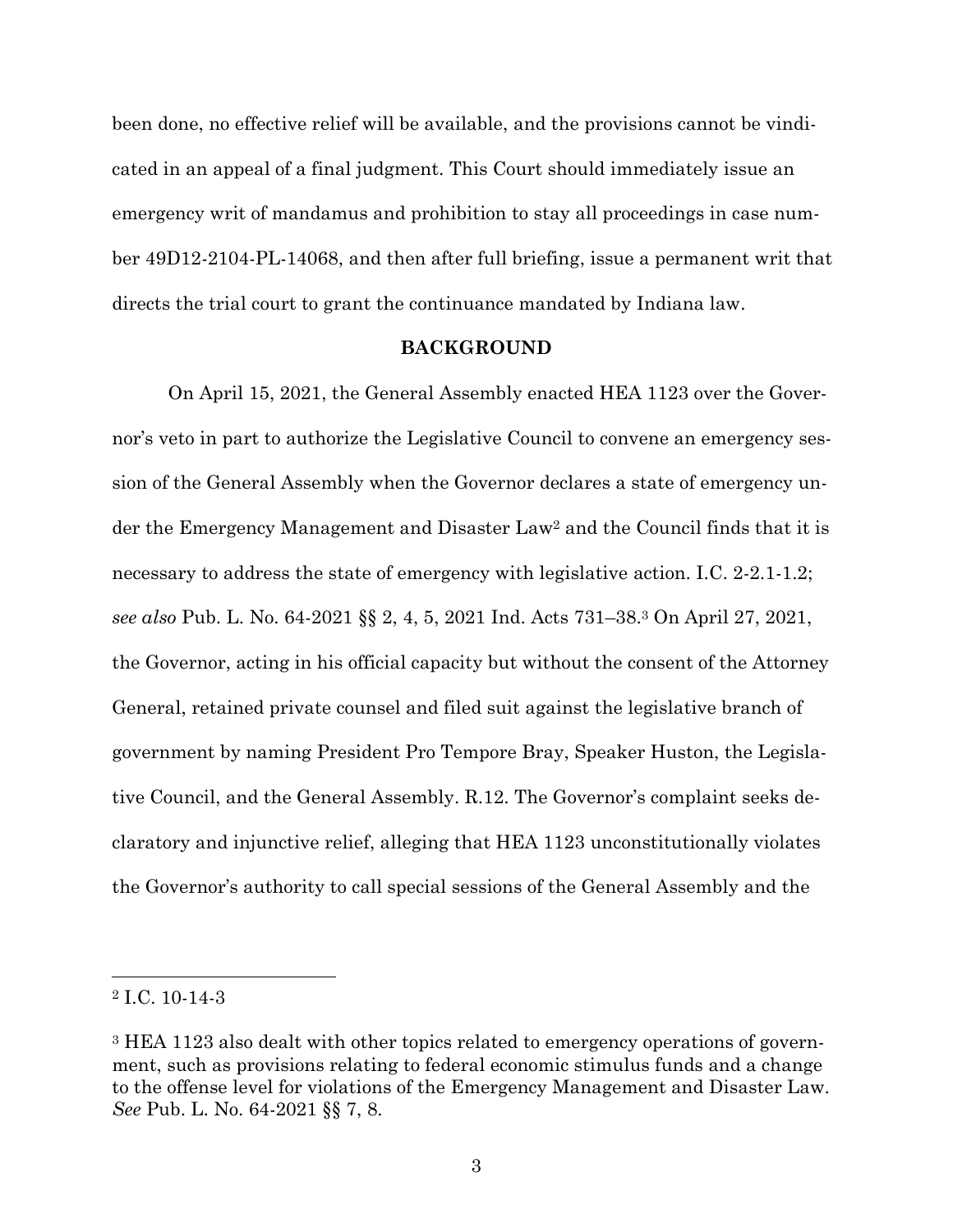been done, no effective relief will be available, and the provisions cannot be vindicated in an appeal of a final judgment. This Court should immediately issue an emergency writ of mandamus and prohibition to stay all proceedings in case number 49D12-2104-PL-14068, and then after full briefing, issue a permanent writ that directs the trial court to grant the continuance mandated by Indiana law.

## BACKGROUND

On April 15, 2021, the General Assembly enacted HEA 1123 over the Governor's veto in part to authorize the Legislative Council to convene an emergency session of the General Assembly when the Governor declares a state of emergency under the Emergency Management and Disaster Law[2] and the Council finds that it is necessary to address the state of emergency with legislative action. I.C. 2-2.1-1.2; *see also* Pub. L. No. 64-2021 §§ 2, 4, 5, 2021 Ind. Acts 731–38.[3] On April 27, 2021, the Governor, acting in his official capacity but without the consent of the Attorney General, retained private counsel and filed suit against the legislative branch of government by naming President Pro Tempore Bray, Speaker Huston, the Legislative Council, and the General Assembly. R.12. The Governor's complaint seeks declaratory and injunctive relief, alleging that HEA 1123 unconstitutionally violates the Governor's authority to call special sessions of the General Assembly and the

---

[2] I.C. 10-14-3

[3] HEA 1123 also dealt with other topics related to emergency operations of government, such as provisions relating to federal economic stimulus funds and a change to the offense level for violations of the Emergency Management and Disaster Law. *See* Pub. L. No. 64-2021 §§ 7, 8.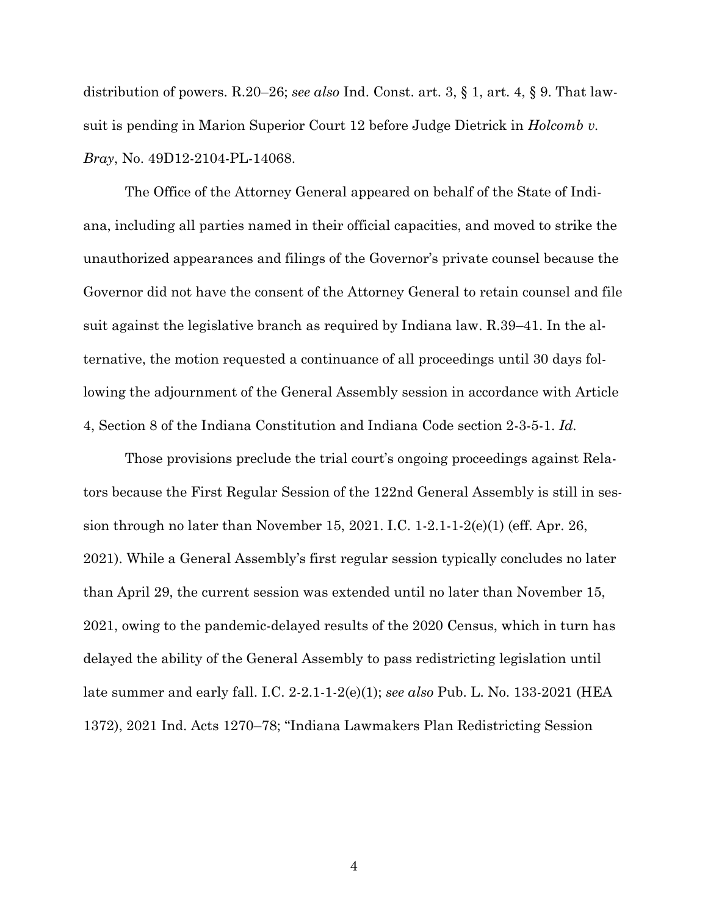distribution of powers. R.20–26; *see also* Ind. Const. art. 3, § 1, art. 4, § 9. That lawsuit is pending in Marion Superior Court 12 before Judge Dietrick in *Holcomb v. Bray*, No. 49D12-2104-PL-14068.

The Office of the Attorney General appeared on behalf of the State of Indiana, including all parties named in their official capacities, and moved to strike the unauthorized appearances and filings of the Governor's private counsel because the Governor did not have the consent of the Attorney General to retain counsel and file suit against the legislative branch as required by Indiana law. R.39–41. In the alternative, the motion requested a continuance of all proceedings until 30 days following the adjournment of the General Assembly session in accordance with Article 4, Section 8 of the Indiana Constitution and Indiana Code section 2-3-5-1. *Id.*

Those provisions preclude the trial court's ongoing proceedings against Relators because the First Regular Session of the 122nd General Assembly is still in session through no later than November 15, 2021. I.C. 1-2.1-1-2(e)(1) (eff. Apr. 26, 2021). While a General Assembly's first regular session typically concludes no later than April 29, the current session was extended until no later than November 15, 2021, owing to the pandemic-delayed results of the 2020 Census, which in turn has delayed the ability of the General Assembly to pass redistricting legislation until late summer and early fall. I.C. 2-2.1-1-2(e)(1); *see also* Pub. L. No. 133-2021 (HEA 1372), 2021 Ind. Acts 1270–78; "Indiana Lawmakers Plan Redistricting Session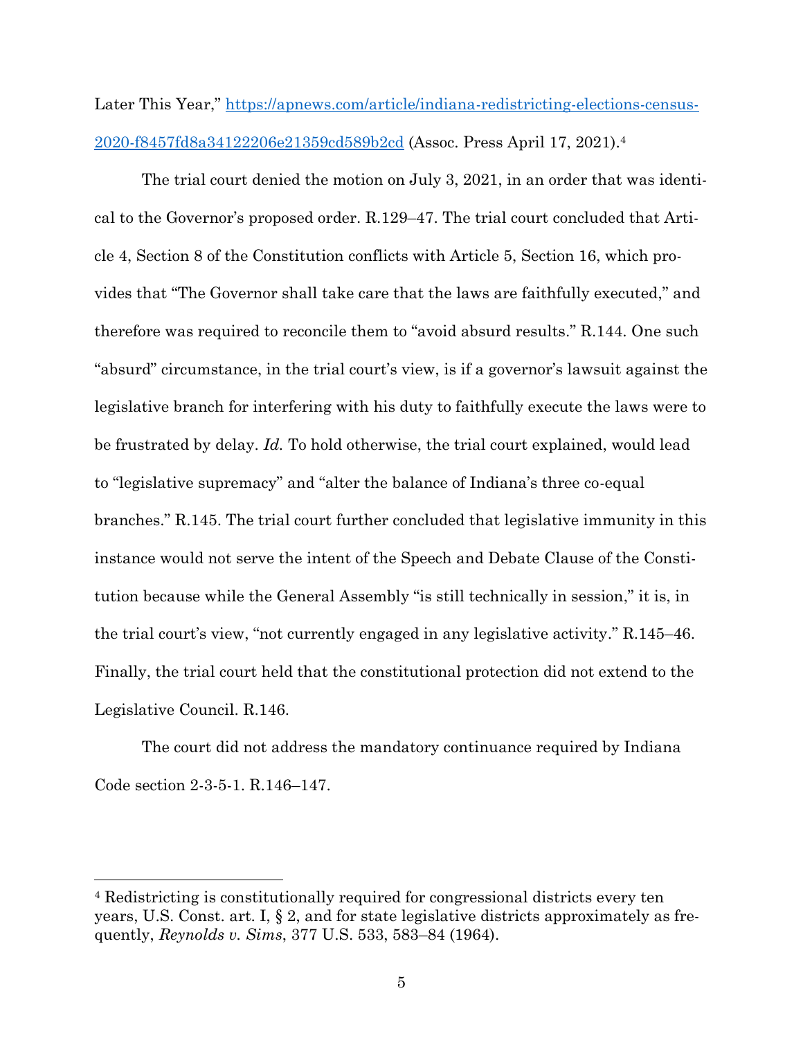Later This Year," [https://apnews.com/article/indiana-redistricting-elections-census-2020-f8457fd8a34122206e21359cd589b2cd](https://apnews.com/article/indiana-redistricting-elections-census-2020-f8457fd8a34122206e21359cd589b2cd) (Assoc. Press April 17, 2021).[4]

The trial court denied the motion on July 3, 2021, in an order that was identical to the Governor's proposed order. R.129–47. The trial court concluded that Article 4, Section 8 of the Constitution conflicts with Article 5, Section 16, which provides that "The Governor shall take care that the laws are faithfully executed," and therefore was required to reconcile them to "avoid absurd results." R.144. One such "absurd" circumstance, in the trial court's view, is if a governor's lawsuit against the legislative branch for interfering with his duty to faithfully execute the laws were to be frustrated by delay. *Id.* To hold otherwise, the trial court explained, would lead to "legislative supremacy" and "alter the balance of Indiana's three co-equal branches." R.145. The trial court further concluded that legislative immunity in this instance would not serve the intent of the Speech and Debate Clause of the Constitution because while the General Assembly "is still technically in session," it is, in the trial court's view, "not currently engaged in any legislative activity." R.145–46. Finally, the trial court held that the constitutional protection did not extend to the Legislative Council. R.146.

The court did not address the mandatory continuance required by Indiana Code section 2-3-5-1. R.146–147.

---

[4] Redistricting is constitutionally required for congressional districts every ten years, U.S. Const. art. I, § 2, and for state legislative districts approximately as frequently, *Reynolds v. Sims*, 377 U.S. 533, 583–84 (1964).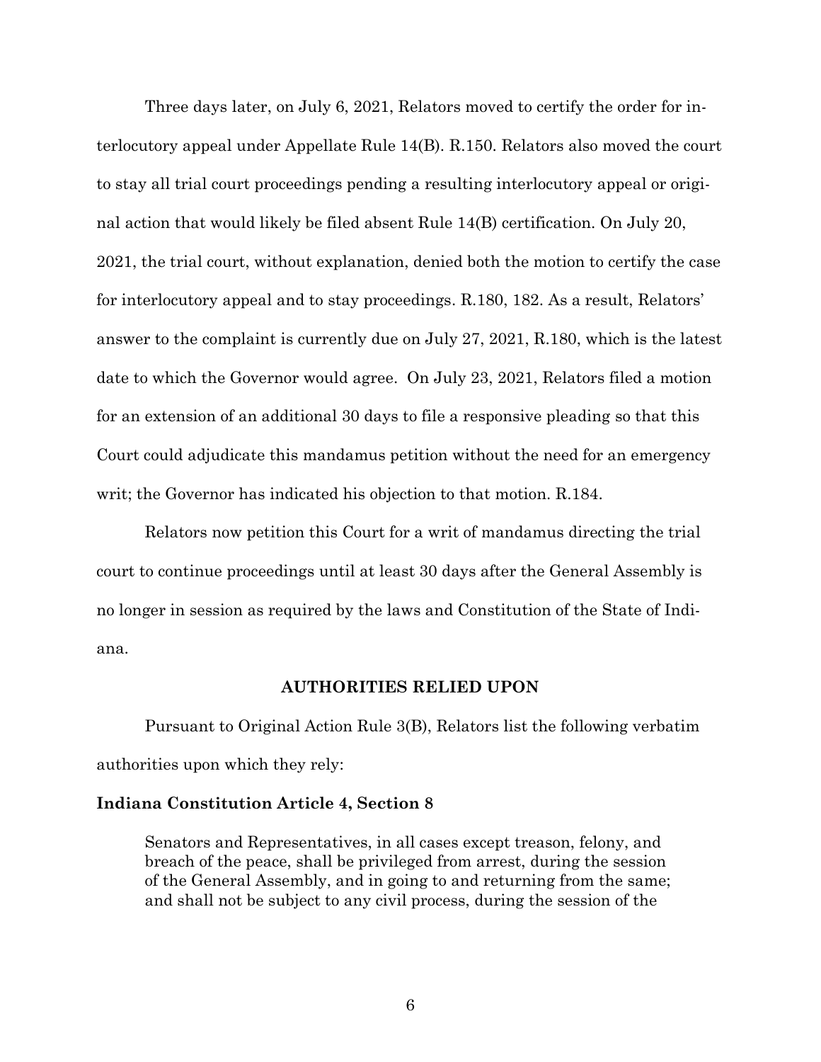Three days later, on July 6, 2021, Relators moved to certify the order for interlocutory appeal under Appellate Rule 14(B). R.150. Relators also moved the court to stay all trial court proceedings pending a resulting interlocutory appeal or original action that would likely be filed absent Rule 14(B) certification. On July 20, 2021, the trial court, without explanation, denied both the motion to certify the case for interlocutory appeal and to stay proceedings. R.180, 182. As a result, Relators' answer to the complaint is currently due on July 27, 2021, R.180, which is the latest date to which the Governor would agree. On July 23, 2021, Relators filed a motion for an extension of an additional 30 days to file a responsive pleading so that this Court could adjudicate this mandamus petition without the need for an emergency writ; the Governor has indicated his objection to that motion. R.184.

Relators now petition this Court for a writ of mandamus directing the trial court to continue proceedings until at least 30 days after the General Assembly is no longer in session as required by the laws and Constitution of the State of Indiana.

## AUTHORITIES RELIED UPON

Pursuant to Original Action Rule 3(B), Relators list the following verbatim authorities upon which they rely:

**Indiana Constitution Article 4, Section 8**

> Senators and Representatives, in all cases except treason, felony, and breach of the peace, shall be privileged from arrest, during the session of the General Assembly, and in going to and returning from the same; and shall not be subject to any civil process, during the session of the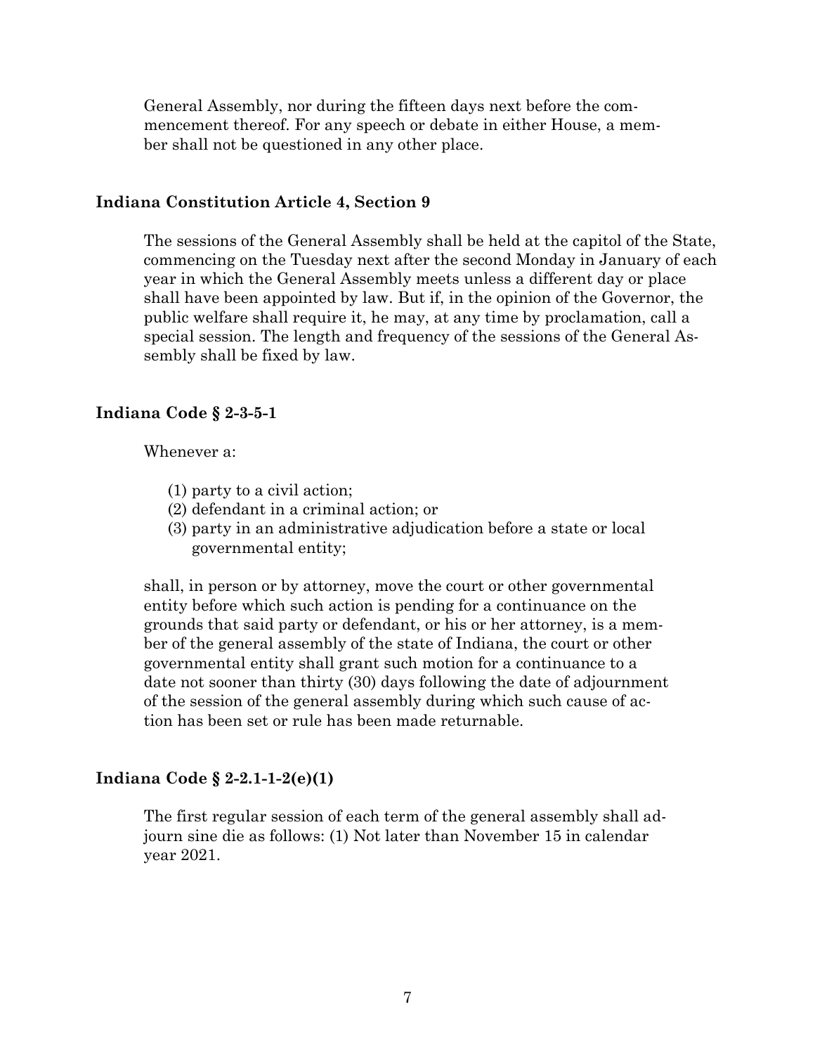General Assembly, nor during the fifteen days next before the commencement thereof. For any speech or debate in either House, a member shall not be questioned in any other place.

**Indiana Constitution Article 4, Section 9**

The sessions of the General Assembly shall be held at the capitol of the State, commencing on the Tuesday next after the second Monday in January of each year in which the General Assembly meets unless a different day or place shall have been appointed by law. But if, in the opinion of the Governor, the public welfare shall require it, he may, at any time by proclamation, call a special session. The length and frequency of the sessions of the General Assembly shall be fixed by law.

**Indiana Code § 2-3-5-1**

Whenever a:

(1) party to a civil action;
(2) defendant in a criminal action; or
(3) party in an administrative adjudication before a state or local governmental entity;

shall, in person or by attorney, move the court or other governmental entity before which such action is pending for a continuance on the grounds that said party or defendant, or his or her attorney, is a member of the general assembly of the state of Indiana, the court or other governmental entity shall grant such motion for a continuance to a date not sooner than thirty (30) days following the date of adjournment of the session of the general assembly during which such cause of action has been set or rule has been made returnable.

**Indiana Code § 2-2.1-1-2(e)(1)**

The first regular session of each term of the general assembly shall adjourn sine die as follows: (1) Not later than November 15 in calendar year 2021.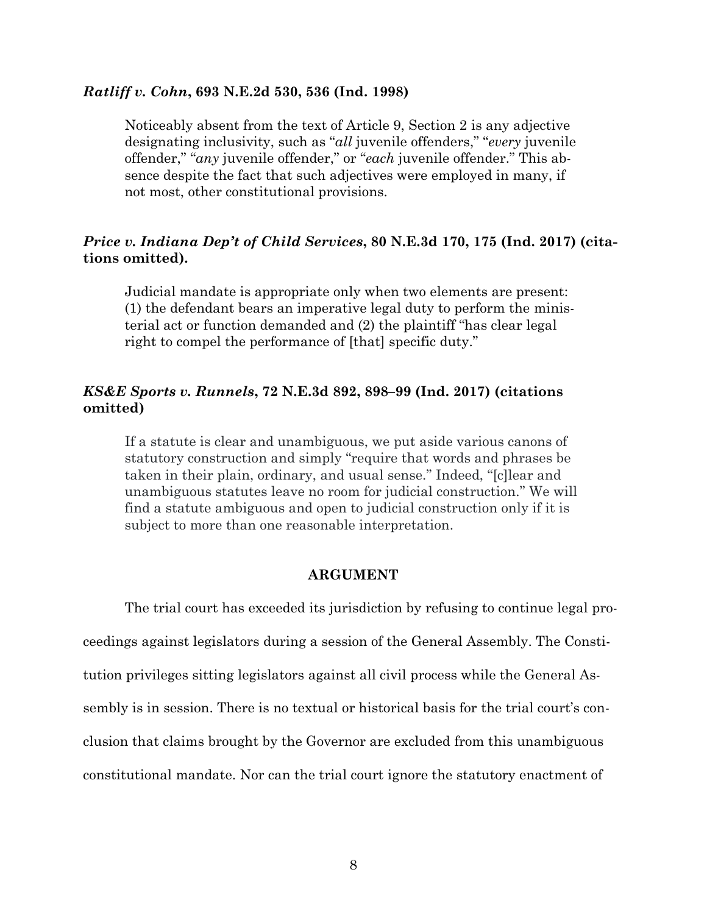***Ratliff v. Cohn*, 693 N.E.2d 530, 536 (Ind. 1998)**

> Noticeably absent from the text of Article 9, Section 2 is any adjective designating inclusivity, such as "*all* juvenile offenders," "*every* juvenile offender," "*any* juvenile offender," or "*each* juvenile offender." This absence despite the fact that such adjectives were employed in many, if not most, other constitutional provisions.

***Price v. Indiana Dep't of Child Services*, 80 N.E.3d 170, 175 (Ind. 2017) (citations omitted).**

> Judicial mandate is appropriate only when two elements are present: (1) the defendant bears an imperative legal duty to perform the ministerial act or function demanded and (2) the plaintiff "has clear legal right to compel the performance of [that] specific duty."

***KS&E Sports v. Runnels*, 72 N.E.3d 892, 898–99 (Ind. 2017) (citations omitted)**

> If a statute is clear and unambiguous, we put aside various canons of statutory construction and simply "require that words and phrases be taken in their plain, ordinary, and usual sense." Indeed, "[c]lear and unambiguous statutes leave no room for judicial construction." We will find a statute ambiguous and open to judicial construction only if it is subject to more than one reasonable interpretation.

## ARGUMENT

The trial court has exceeded its jurisdiction by refusing to continue legal proceedings against legislators during a session of the General Assembly. The Constitution privileges sitting legislators against all civil process while the General Assembly is in session. There is no textual or historical basis for the trial court's conclusion that claims brought by the Governor are excluded from this unambiguous constitutional mandate. Nor can the trial court ignore the statutory enactment of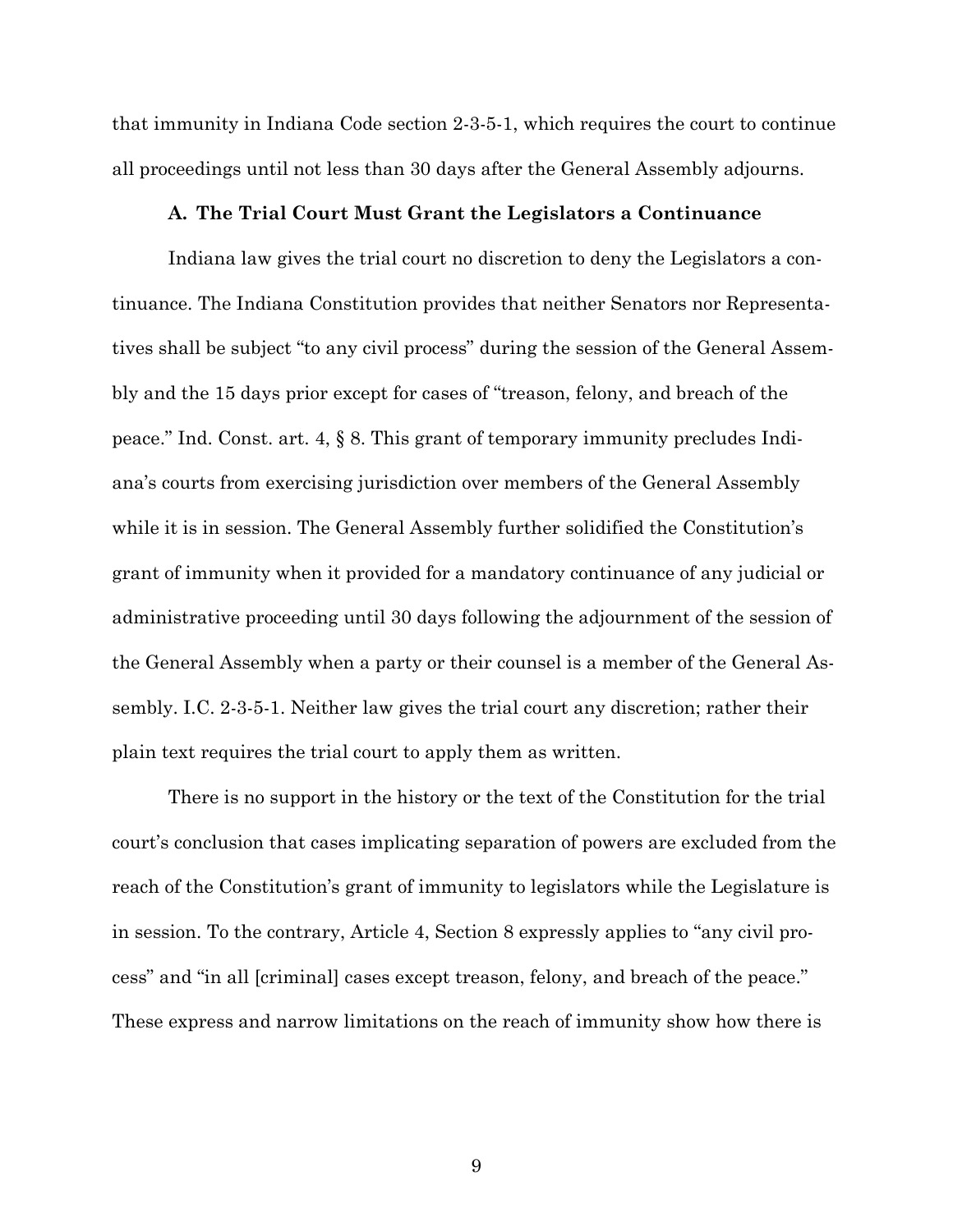that immunity in Indiana Code section 2-3-5-1, which requires the court to continue all proceedings until not less than 30 days after the General Assembly adjourns.

### A. The Trial Court Must Grant the Legislators a Continuance

Indiana law gives the trial court no discretion to deny the Legislators a continuance. The Indiana Constitution provides that neither Senators nor Representatives shall be subject "to any civil process" during the session of the General Assembly and the 15 days prior except for cases of "treason, felony, and breach of the peace." Ind. Const. art. 4, § 8. This grant of temporary immunity precludes Indiana's courts from exercising jurisdiction over members of the General Assembly while it is in session. The General Assembly further solidified the Constitution's grant of immunity when it provided for a mandatory continuance of any judicial or administrative proceeding until 30 days following the adjournment of the session of the General Assembly when a party or their counsel is a member of the General Assembly. I.C. 2-3-5-1. Neither law gives the trial court any discretion; rather their plain text requires the trial court to apply them as written.

There is no support in the history or the text of the Constitution for the trial court's conclusion that cases implicating separation of powers are excluded from the reach of the Constitution's grant of immunity to legislators while the Legislature is in session. To the contrary, Article 4, Section 8 expressly applies to "any civil process" and "in all [criminal] cases except treason, felony, and breach of the peace." These express and narrow limitations on the reach of immunity show how there is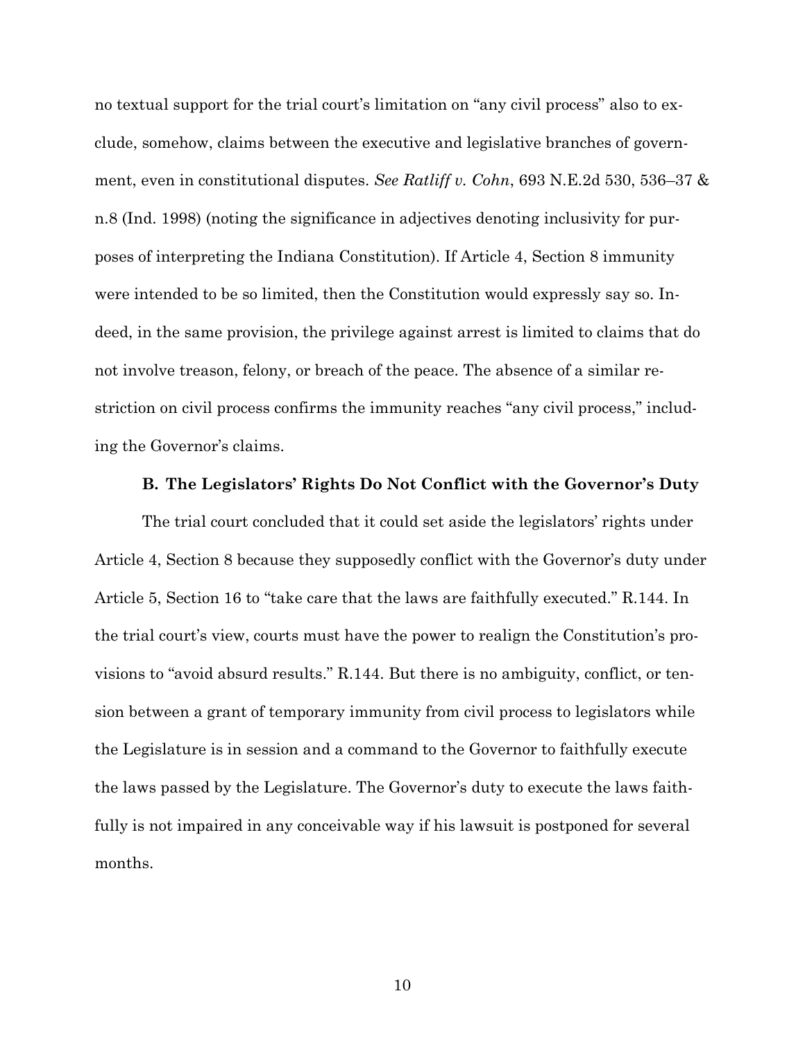no textual support for the trial court's limitation on "any civil process" also to exclude, somehow, claims between the executive and legislative branches of government, even in constitutional disputes. *See Ratliff v. Cohn*, 693 N.E.2d 530, 536–37 & n.8 (Ind. 1998) (noting the significance in adjectives denoting inclusivity for purposes of interpreting the Indiana Constitution). If Article 4, Section 8 immunity were intended to be so limited, then the Constitution would expressly say so. Indeed, in the same provision, the privilege against arrest is limited to claims that do not involve treason, felony, or breach of the peace. The absence of a similar restriction on civil process confirms the immunity reaches "any civil process," including the Governor's claims.

### B. The Legislators' Rights Do Not Conflict with the Governor's Duty

The trial court concluded that it could set aside the legislators' rights under Article 4, Section 8 because they supposedly conflict with the Governor's duty under Article 5, Section 16 to "take care that the laws are faithfully executed." R.144. In the trial court's view, courts must have the power to realign the Constitution's provisions to "avoid absurd results." R.144. But there is no ambiguity, conflict, or tension between a grant of temporary immunity from civil process to legislators while the Legislature is in session and a command to the Governor to faithfully execute the laws passed by the Legislature. The Governor's duty to execute the laws faithfully is not impaired in any conceivable way if his lawsuit is postponed for several months.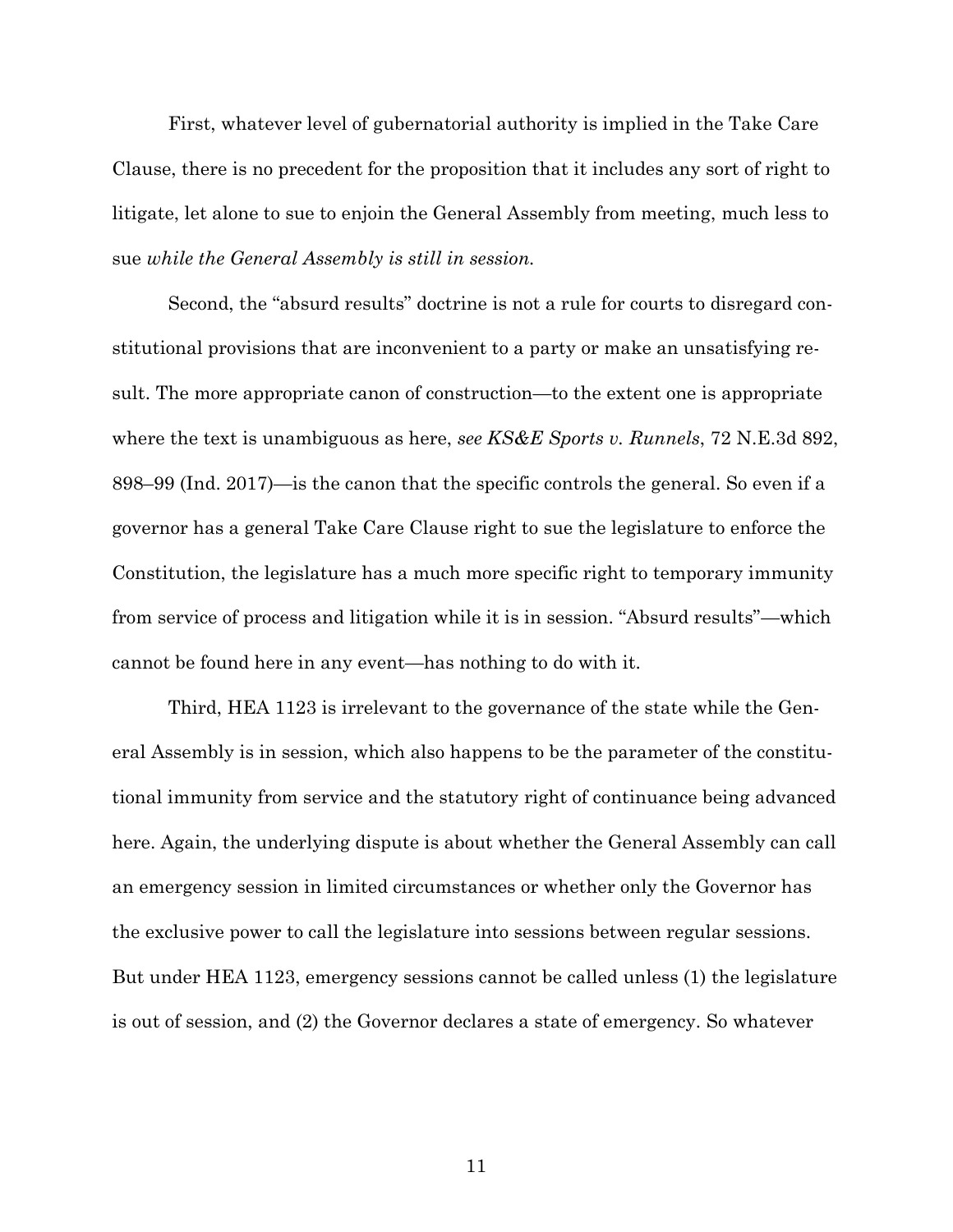First, whatever level of gubernatorial authority is implied in the Take Care Clause, there is no precedent for the proposition that it includes any sort of right to litigate, let alone to sue to enjoin the General Assembly from meeting, much less to sue *while the General Assembly is still in session*.

Second, the "absurd results" doctrine is not a rule for courts to disregard constitutional provisions that are inconvenient to a party or make an unsatisfying result. The more appropriate canon of construction—to the extent one is appropriate where the text is unambiguous as here, *see KS&E Sports v. Runnels*, 72 N.E.3d 892, 898–99 (Ind. 2017)—is the canon that the specific controls the general. So even if a governor has a general Take Care Clause right to sue the legislature to enforce the Constitution, the legislature has a much more specific right to temporary immunity from service of process and litigation while it is in session. "Absurd results"—which cannot be found here in any event—has nothing to do with it.

Third, HEA 1123 is irrelevant to the governance of the state while the General Assembly is in session, which also happens to be the parameter of the constitutional immunity from service and the statutory right of continuance being advanced here. Again, the underlying dispute is about whether the General Assembly can call an emergency session in limited circumstances or whether only the Governor has the exclusive power to call the legislature into sessions between regular sessions. But under HEA 1123, emergency sessions cannot be called unless (1) the legislature is out of session, and (2) the Governor declares a state of emergency. So whatever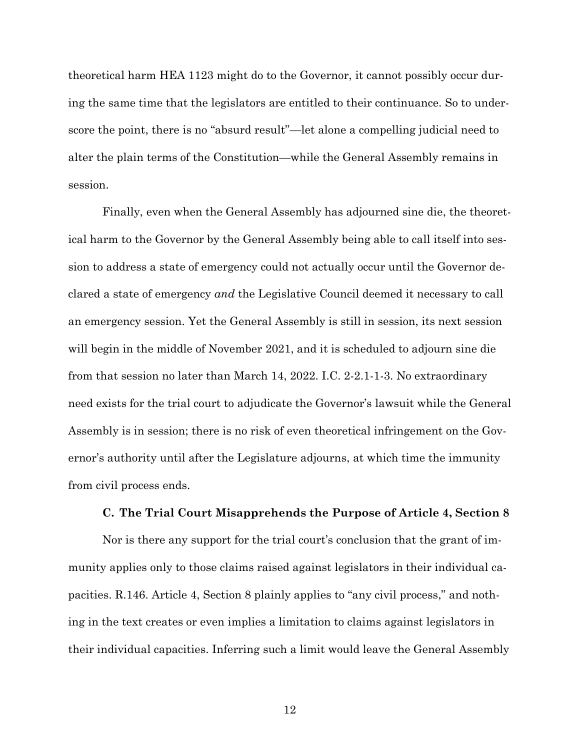theoretical harm HEA 1123 might do to the Governor, it cannot possibly occur during the same time that the legislators are entitled to their continuance. So to underscore the point, there is no "absurd result"—let alone a compelling judicial need to alter the plain terms of the Constitution—while the General Assembly remains in session.

Finally, even when the General Assembly has adjourned sine die, the theoretical harm to the Governor by the General Assembly being able to call itself into session to address a state of emergency could not actually occur until the Governor declared a state of emergency *and* the Legislative Council deemed it necessary to call an emergency session. Yet the General Assembly is still in session, its next session will begin in the middle of November 2021, and it is scheduled to adjourn sine die from that session no later than March 14, 2022. I.C. 2-2.1-1-3. No extraordinary need exists for the trial court to adjudicate the Governor's lawsuit while the General Assembly is in session; there is no risk of even theoretical infringement on the Governor's authority until after the Legislature adjourns, at which time the immunity from civil process ends.

### C. The Trial Court Misapprehends the Purpose of Article 4, Section 8

Nor is there any support for the trial court's conclusion that the grant of immunity applies only to those claims raised against legislators in their individual capacities. R.146. Article 4, Section 8 plainly applies to "any civil process," and nothing in the text creates or even implies a limitation to claims against legislators in their individual capacities. Inferring such a limit would leave the General Assembly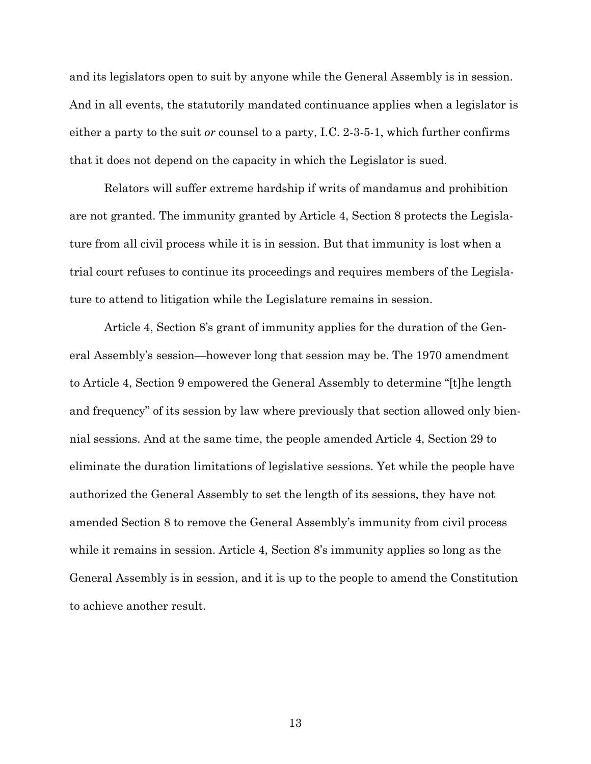and its legislators open to suit by anyone while the General Assembly is in session. And in all events, the statutorily mandated continuance applies when a legislator is either a party to the suit *or* counsel to a party, I.C. 2-3-5-1, which further confirms that it does not depend on the capacity in which the Legislator is sued.

Relators will suffer extreme hardship if writs of mandamus and prohibition are not granted. The immunity granted by Article 4, Section 8 protects the Legislature from all civil process while it is in session. But that immunity is lost when a trial court refuses to continue its proceedings and requires members of the Legislature to attend to litigation while the Legislature remains in session.

Article 4, Section 8's grant of immunity applies for the duration of the General Assembly's session—however long that session may be. The 1970 amendment to Article 4, Section 9 empowered the General Assembly to determine "[t]he length and frequency" of its session by law where previously that section allowed only biennial sessions. And at the same time, the people amended Article 4, Section 29 to eliminate the duration limitations of legislative sessions. Yet while the people have authorized the General Assembly to set the length of its sessions, they have not amended Section 8 to remove the General Assembly's immunity from civil process while it remains in session. Article 4, Section 8's immunity applies so long as the General Assembly is in session, and it is up to the people to amend the Constitution to achieve another result.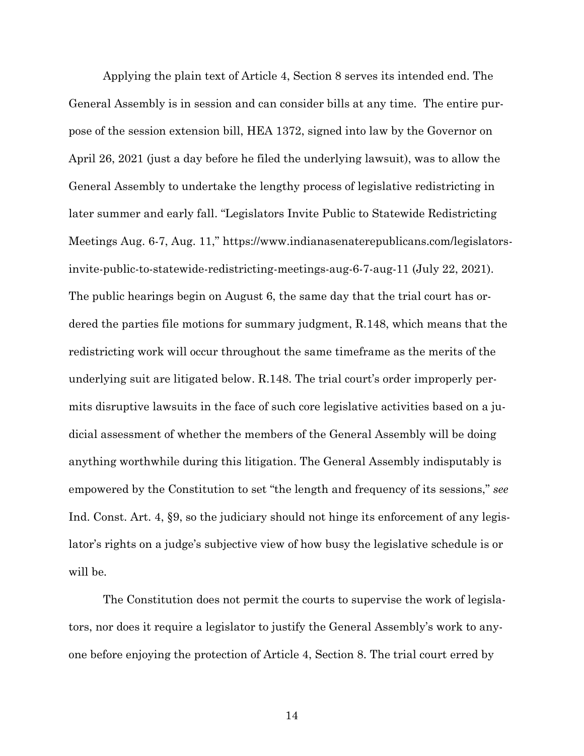Applying the plain text of Article 4, Section 8 serves its intended end. The General Assembly is in session and can consider bills at any time. The entire purpose of the session extension bill, HEA 1372, signed into law by the Governor on April 26, 2021 (just a day before he filed the underlying lawsuit), was to allow the General Assembly to undertake the lengthy process of legislative redistricting in later summer and early fall. "Legislators Invite Public to Statewide Redistricting Meetings Aug. 6-7, Aug. 11," https://www.indianasenaterepublicans.com/legislators-invite-public-to-statewide-redistricting-meetings-aug-6-7-aug-11 (July 22, 2021). The public hearings begin on August 6, the same day that the trial court has ordered the parties file motions for summary judgment, R.148, which means that the redistricting work will occur throughout the same timeframe as the merits of the underlying suit are litigated below. R.148. The trial court's order improperly permits disruptive lawsuits in the face of such core legislative activities based on a judicial assessment of whether the members of the General Assembly will be doing anything worthwhile during this litigation. The General Assembly indisputably is empowered by the Constitution to set "the length and frequency of its sessions," *see* Ind. Const. Art. 4, §9, so the judiciary should not hinge its enforcement of any legislator's rights on a judge's subjective view of how busy the legislative schedule is or will be.

The Constitution does not permit the courts to supervise the work of legislators, nor does it require a legislator to justify the General Assembly's work to anyone before enjoying the protection of Article 4, Section 8. The trial court erred by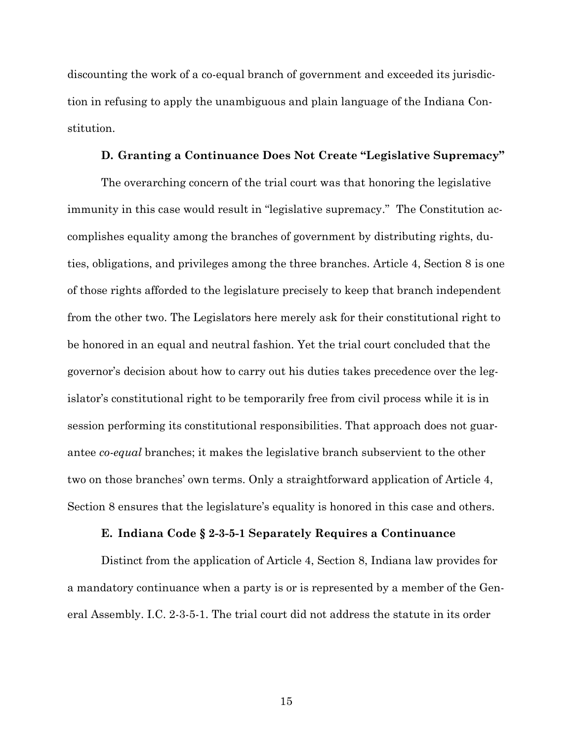discounting the work of a co-equal branch of government and exceeded its jurisdiction in refusing to apply the unambiguous and plain language of the Indiana Constitution.

### D. Granting a Continuance Does Not Create "Legislative Supremacy"

The overarching concern of the trial court was that honoring the legislative immunity in this case would result in "legislative supremacy." The Constitution accomplishes equality among the branches of government by distributing rights, duties, obligations, and privileges among the three branches. Article 4, Section 8 is one of those rights afforded to the legislature precisely to keep that branch independent from the other two. The Legislators here merely ask for their constitutional right to be honored in an equal and neutral fashion. Yet the trial court concluded that the governor's decision about how to carry out his duties takes precedence over the legislator's constitutional right to be temporarily free from civil process while it is in session performing its constitutional responsibilities. That approach does not guarantee *co-equal* branches; it makes the legislative branch subservient to the other two on those branches' own terms. Only a straightforward application of Article 4, Section 8 ensures that the legislature's equality is honored in this case and others.

### E. Indiana Code § 2-3-5-1 Separately Requires a Continuance

Distinct from the application of Article 4, Section 8, Indiana law provides for a mandatory continuance when a party is or is represented by a member of the General Assembly. I.C. 2-3-5-1. The trial court did not address the statute in its order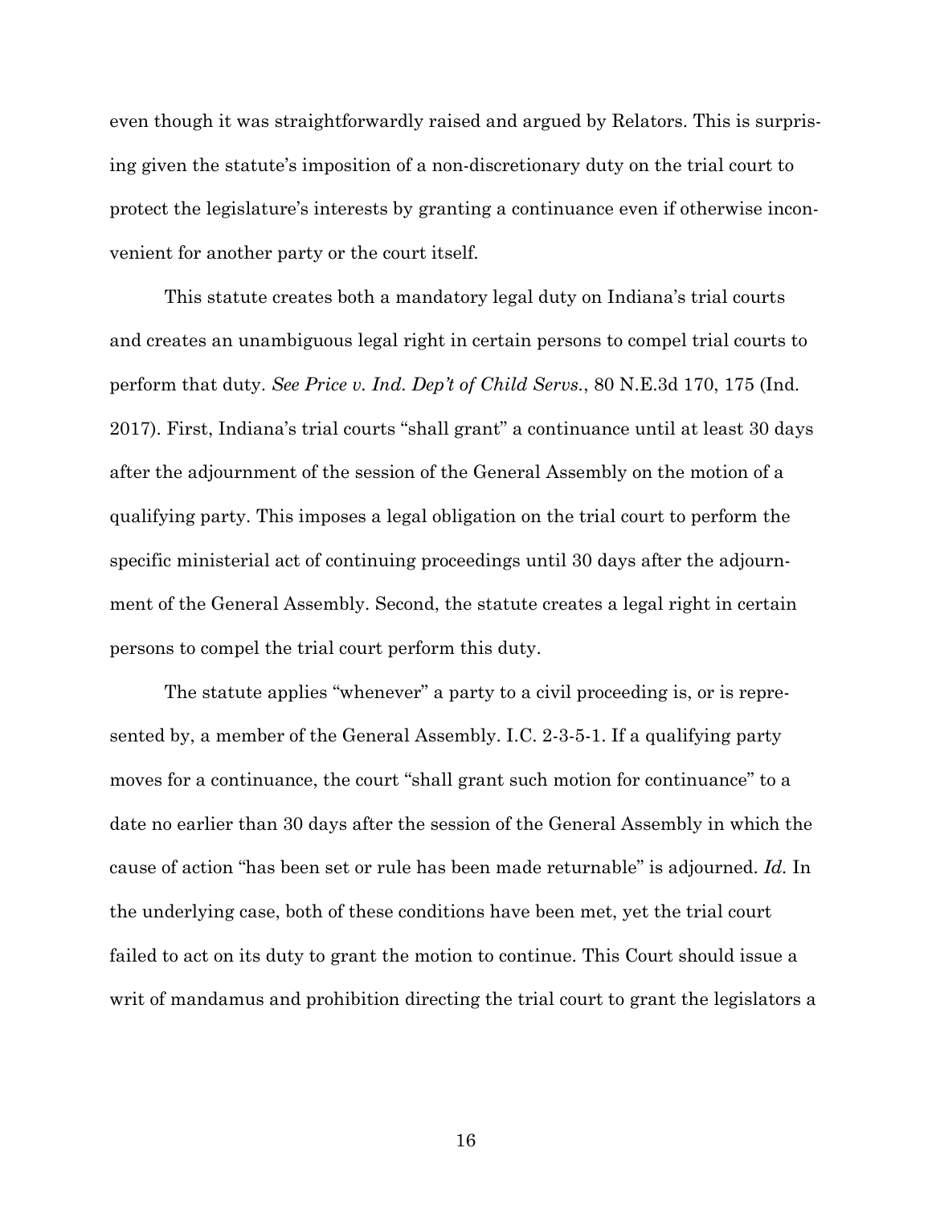even though it was straightforwardly raised and argued by Relators. This is surprising given the statute's imposition of a non-discretionary duty on the trial court to protect the legislature's interests by granting a continuance even if otherwise inconvenient for another party or the court itself.

This statute creates both a mandatory legal duty on Indiana's trial courts and creates an unambiguous legal right in certain persons to compel trial courts to perform that duty. *See Price v. Ind. Dep't of Child Servs.*, 80 N.E.3d 170, 175 (Ind. 2017). First, Indiana's trial courts "shall grant" a continuance until at least 30 days after the adjournment of the session of the General Assembly on the motion of a qualifying party. This imposes a legal obligation on the trial court to perform the specific ministerial act of continuing proceedings until 30 days after the adjournment of the General Assembly. Second, the statute creates a legal right in certain persons to compel the trial court perform this duty.

The statute applies "whenever" a party to a civil proceeding is, or is represented by, a member of the General Assembly. I.C. 2-3-5-1. If a qualifying party moves for a continuance, the court "shall grant such motion for continuance" to a date no earlier than 30 days after the session of the General Assembly in which the cause of action "has been set or rule has been made returnable" is adjourned. *Id.* In the underlying case, both of these conditions have been met, yet the trial court failed to act on its duty to grant the motion to continue. This Court should issue a writ of mandamus and prohibition directing the trial court to grant the legislators a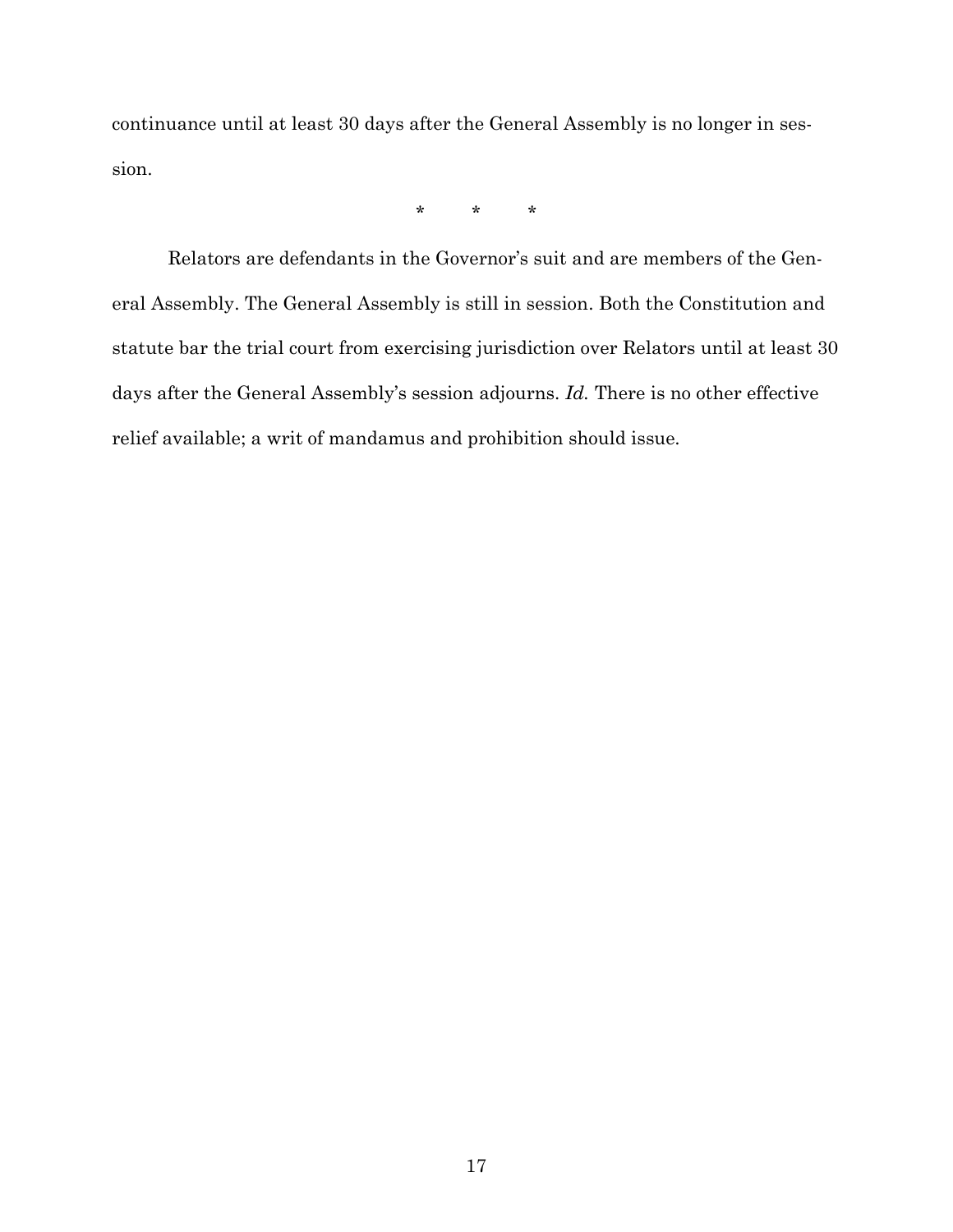continuance until at least 30 days after the General Assembly is no longer in session.

\* \* \*

Relators are defendants in the Governor's suit and are members of the General Assembly. The General Assembly is still in session. Both the Constitution and statute bar the trial court from exercising jurisdiction over Relators until at least 30 days after the General Assembly's session adjourns. *Id.* There is no other effective relief available; a writ of mandamus and prohibition should issue.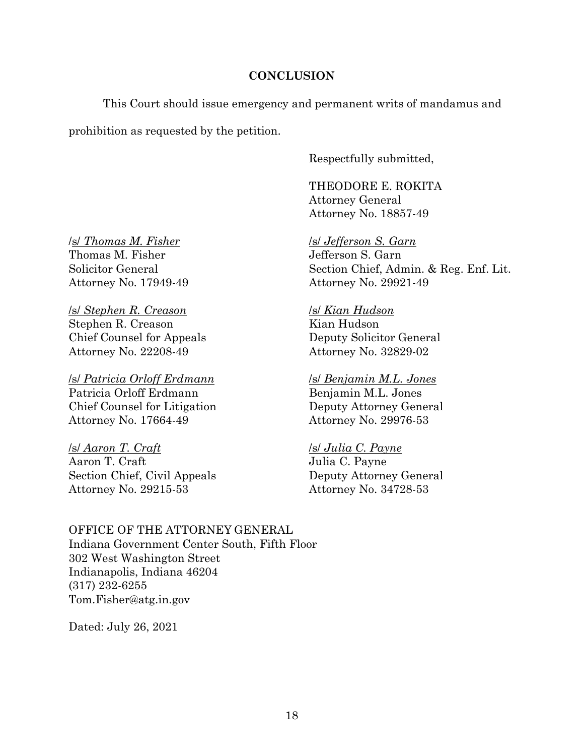## CONCLUSION

This Court should issue emergency and permanent writs of mandamus and prohibition as requested by the petition.

Respectfully submitted,

THEODORE E. ROKITA
Attorney General
Attorney No. 18857-49

/s/ *Thomas M. Fisher*
Thomas M. Fisher
Solicitor General
Attorney No. 17949-49

/s/ *Stephen R. Creason*
Stephen R. Creason
Chief Counsel for Appeals
Attorney No. 22208-49

/s/ *Patricia Orloff Erdmann*
Patricia Orloff Erdmann
Chief Counsel for Litigation
Attorney No. 17664-49

/s/ *Aaron T. Craft*
Aaron T. Craft
Section Chief, Civil Appeals
Attorney No. 29215-53

/s/ *Jefferson S. Garn*
Jefferson S. Garn
Section Chief, Admin. & Reg. Enf. Lit.
Attorney No. 29921-49

/s/ *Kian Hudson*
Kian Hudson
Deputy Solicitor General
Attorney No. 32829-02

/s/ *Benjamin M.L. Jones*
Benjamin M.L. Jones
Deputy Attorney General
Attorney No. 29976-53

/s/ *Julia C. Payne*
Julia C. Payne
Deputy Attorney General
Attorney No. 34728-53

OFFICE OF THE ATTORNEY GENERAL
Indiana Government Center South, Fifth Floor
302 West Washington Street
Indianapolis, Indiana 46204
(317) 232-6255
Tom.Fisher@atg.in.gov

Dated: July 26, 2021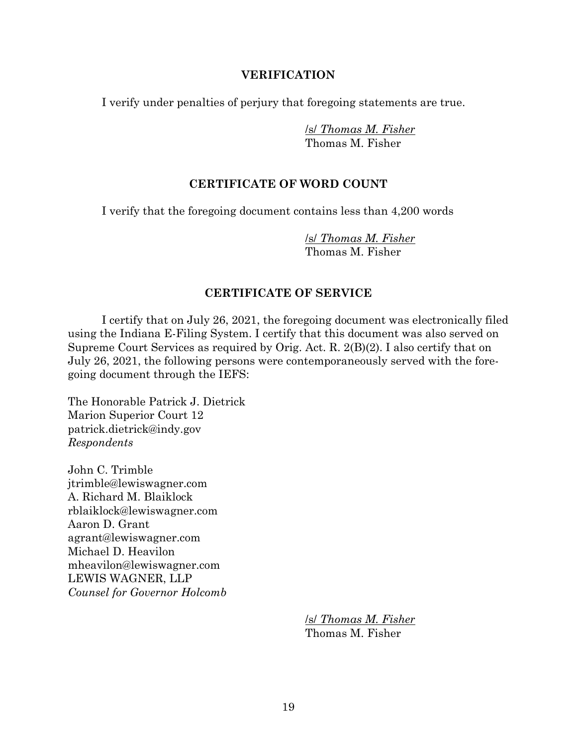## VERIFICATION

I verify under penalties of perjury that foregoing statements are true.

/s/ *Thomas M. Fisher*
Thomas M. Fisher

## CERTIFICATE OF WORD COUNT

I verify that the foregoing document contains less than 4,200 words

/s/ *Thomas M. Fisher*
Thomas M. Fisher

## CERTIFICATE OF SERVICE

I certify that on July 26, 2021, the foregoing document was electronically filed using the Indiana E-Filing System. I certify that this document was also served on Supreme Court Services as required by Orig. Act. R. 2(B)(2). I also certify that on July 26, 2021, the following persons were contemporaneously served with the foregoing document through the IEFS:

The Honorable Patrick J. Dietrick
Marion Superior Court 12
patrick.dietrick@indy.gov
*Respondents*

John C. Trimble
jtrimble@lewiswagner.com
A. Richard M. Blaiklock
rblaiklock@lewiswagner.com
Aaron D. Grant
agrant@lewiswagner.com
Michael D. Heavilon
mheavilon@lewiswagner.com
LEWIS WAGNER, LLP
*Counsel for Governor Holcomb*

/s/ *Thomas M. Fisher*
Thomas M. Fisher